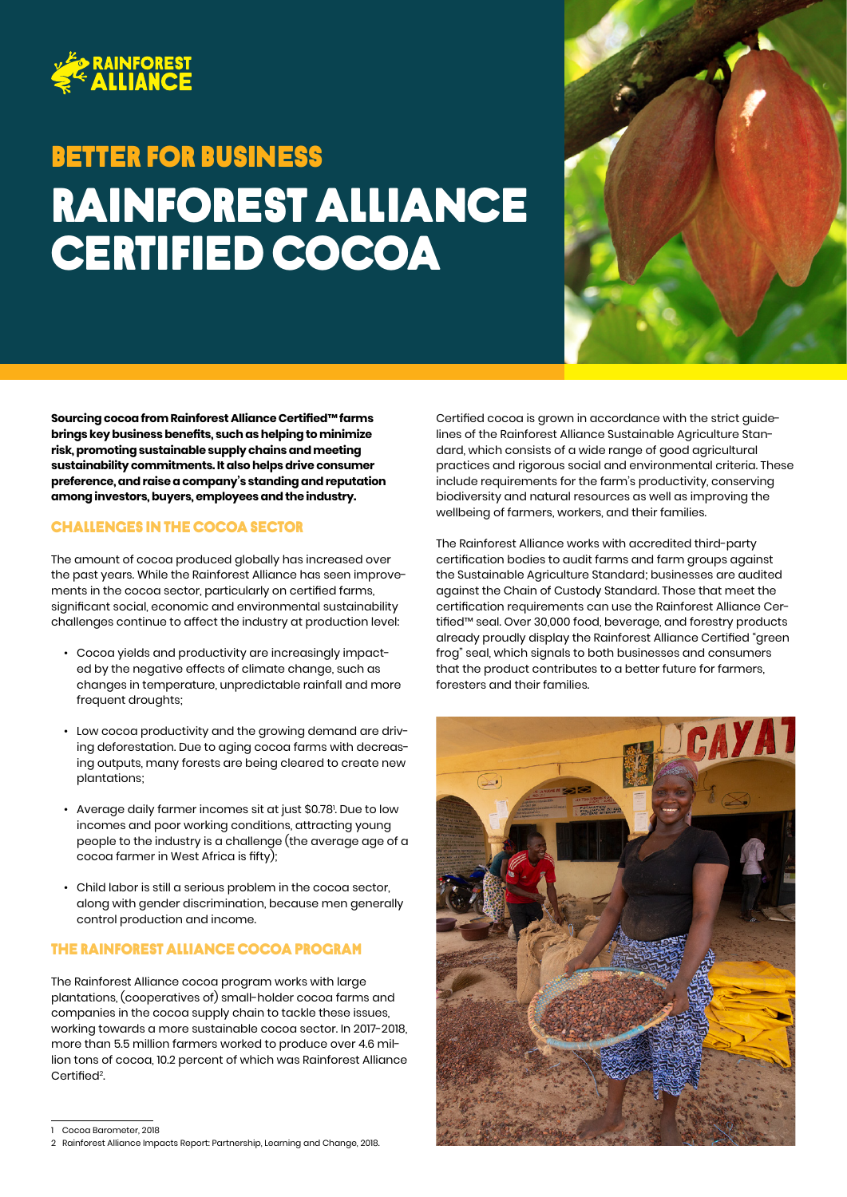RAINFOREST ALLIANCE

## BETTER FOR BUSINESS

# RAINFOREST ALLIANCE CERTIFIED COCOA

**Sourcing cocoa from Rainforest Alliance Certified™ farms brings key business benefits, such as helping to minimize risk, promoting sustainable supply chains and meeting sustainability commitments. It also helps drive consumer preference, and raise a company's standing and reputation among investors, buyers, employees and the industry.**

## CHALLENGES IN THE COCOA SECTOR

The amount of cocoa produced globally has increased over the past years. While the Rainforest Alliance has seen improvements in the cocoa sector, particularly on certified farms, significant social, economic and environmental sustainability challenges continue to affect the industry at production level:

- Cocoa yields and productivity are increasingly impacted by the negative effects of climate change, such as changes in temperature, unpredictable rainfall and more frequent droughts;
- Low cocoa productivity and the growing demand are driving deforestation. Due to aging cocoa farms with decreasing outputs, many forests are being cleared to create new plantations;
- Average daily farmer incomes sit at just $0.78[1]. Due to low incomes and poor working conditions, attracting young people to the industry is a challenge (the average age of a cocoa farmer in West Africa is fifty);
- Child labor is still a serious problem in the cocoa sector, along with gender discrimination, because men generally control production and income.

## THE RAINFOREST ALLIANCE COCOA PROGRAM

The Rainforest Alliance cocoa program works with large plantations, (cooperatives of) small-holder cocoa farms and companies in the cocoa supply chain to tackle these issues, working towards a more sustainable cocoa sector. In 2017-2018, more than 5.5 million farmers worked to produce over 4.6 million tons of cocoa, 10.2 percent of which was Rainforest Alliance Certified[2].

Certified cocoa is grown in accordance with the strict guidelines of the Rainforest Alliance Sustainable Agriculture Standard, which consists of a wide range of good agricultural practices and rigorous social and environmental criteria. These include requirements for the farm's productivity, conserving biodiversity and natural resources as well as improving the wellbeing of farmers, workers, and their families.

The Rainforest Alliance works with accredited third-party certification bodies to audit farms and farm groups against the Sustainable Agriculture Standard; businesses are audited against the Chain of Custody Standard. Those that meet the certification requirements can use the Rainforest Alliance Certified™ seal. Over 30,000 food, beverage, and forestry products already proudly display the Rainforest Alliance Certified "green frog" seal, which signals to both businesses and consumers that the product contributes to a better future for farmers, foresters and their families.

---

1 Cocoa Barometer, 2018

2 Rainforest Alliance Impacts Report: Partnership, Learning and Change, 2018.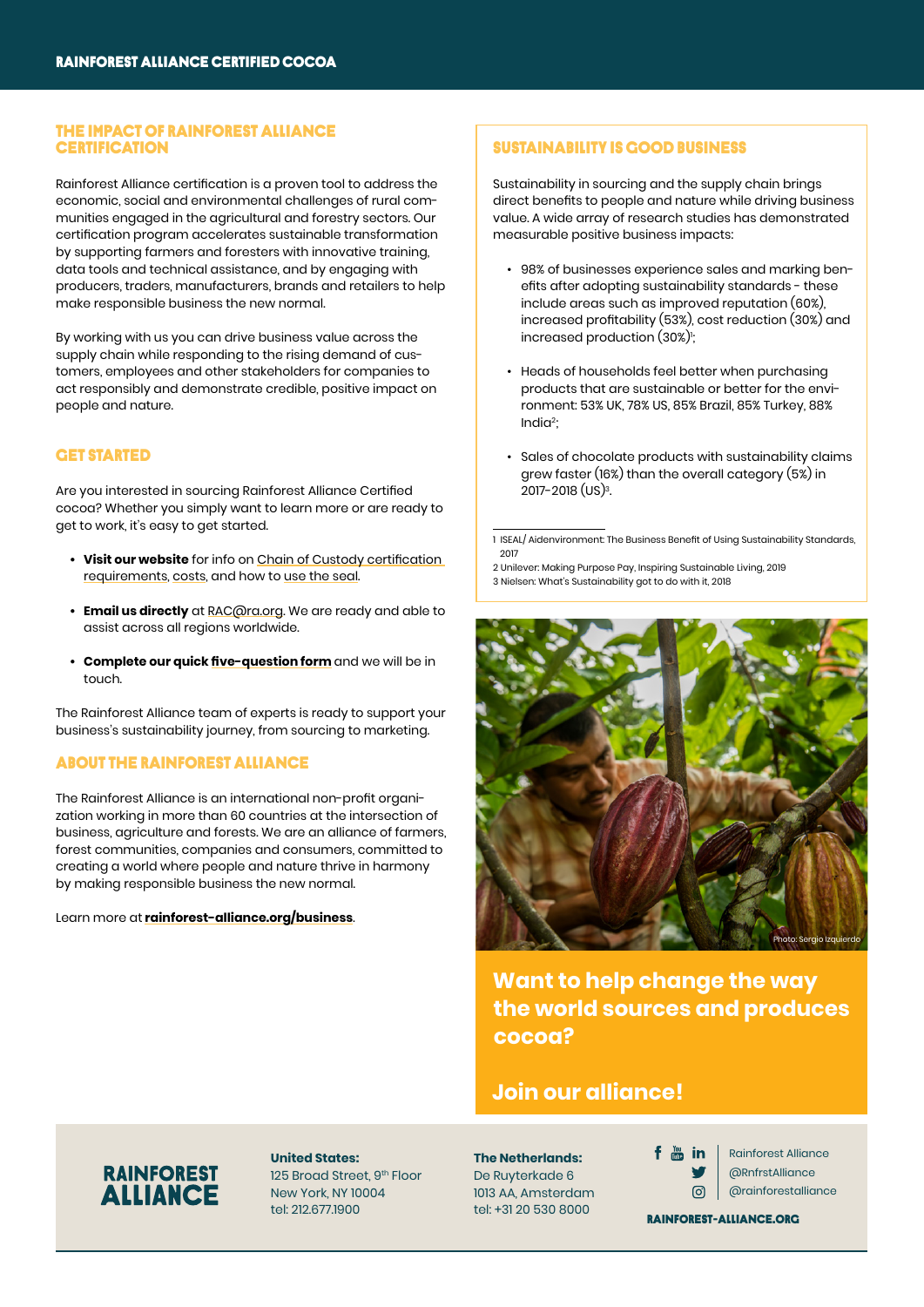## THE IMPACT OF RAINFOREST ALLIANCE CERTIFICATION

Rainforest Alliance certification is a proven tool to address the economic, social and environmental challenges of rural communities engaged in the agricultural and forestry sectors. Our certification program accelerates sustainable transformation by supporting farmers and foresters with innovative training, data tools and technical assistance, and by engaging with producers, traders, manufacturers, brands and retailers to help make responsible business the new normal.

By working with us you can drive business value across the supply chain while responding to the rising demand of customers, employees and other stakeholders for companies to act responsibly and demonstrate credible, positive impact on people and nature.

## GET STARTED

Are you interested in sourcing Rainforest Alliance Certified cocoa? Whether you simply want to learn more or are ready to get to work, it's easy to get started.

- **Visit our website** for info on Chain of Custody certification requirements, costs, and how to use the seal.
- **Email us directly** at RAC@ra.org. We are ready and able to assist across all regions worldwide.
- **Complete our quick five-question form** and we will be in touch.

The Rainforest Alliance team of experts is ready to support your business's sustainability journey, from sourcing to marketing.

## ABOUT THE RAINFOREST ALLIANCE

The Rainforest Alliance is an international non-profit organization working in more than 60 countries at the intersection of business, agriculture and forests. We are an alliance of farmers, forest communities, companies and consumers, committed to creating a world where people and nature thrive in harmony by making responsible business the new normal.

Learn more at **rainforest-alliance.org/business**.

## SUSTAINABILITY IS GOOD BUSINESS

Sustainability in sourcing and the supply chain brings direct benefits to people and nature while driving business value. A wide array of research studies has demonstrated measurable positive business impacts:

- 98% of businesses experience sales and marking benefits after adopting sustainability standards - these include areas such as improved reputation (60%), increased profitability (53%), cost reduction (30%) and increased production (30%)[1];
- Heads of households feel better when purchasing products that are sustainable or better for the environment: 53% UK, 78% US, 85% Brazil, 85% Turkey, 88% India[2];
- Sales of chocolate products with sustainability claims grew faster (16%) than the overall category (5%) in 2017-2018 (US)[3].

1 ISEAL/ Aidenvironment: The Business Benefit of Using Sustainability Standards, 2017
2 Unilever: Making Purpose Pay, Inspiring Sustainable Living, 2019
3 Nielsen: What's Sustainability got to do with it, 2018

Photo: Sergio Izquierdo

**Want to help change the way the world sources and produces cocoa?**

**Join our alliance!**

RAINFOREST ALLIANCE

**United States:**
125 Broad Street, 9th Floor
New York, NY 10004
tel: 212.677.1900

**The Netherlands:**
De Ruyterkade 6
1013 AA, Amsterdam
tel: +31 20 530 8000

Rainforest Alliance
@RnfrstAlliance
@rainforestalliance

RAINFOREST-ALLIANCE.ORG